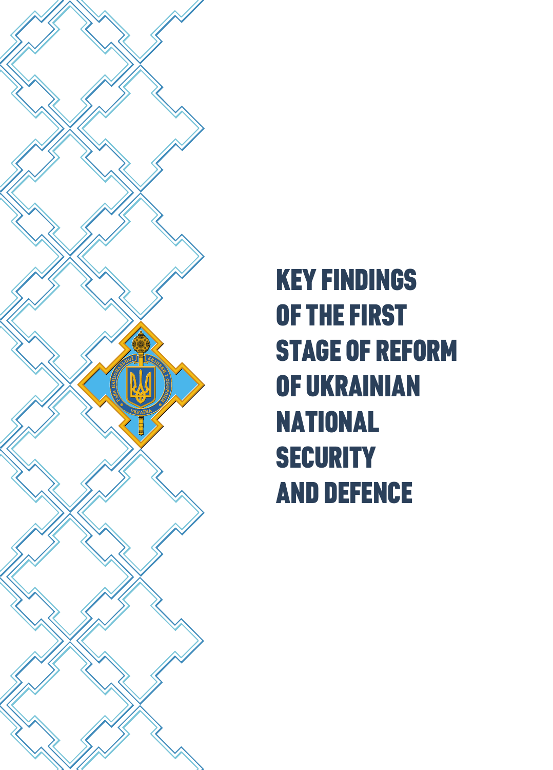# KEY FINDINGS OF THE FIRST STAGE OF REFORM OF UKRAINIAN NATIONAL SECURITY AND DEFENCE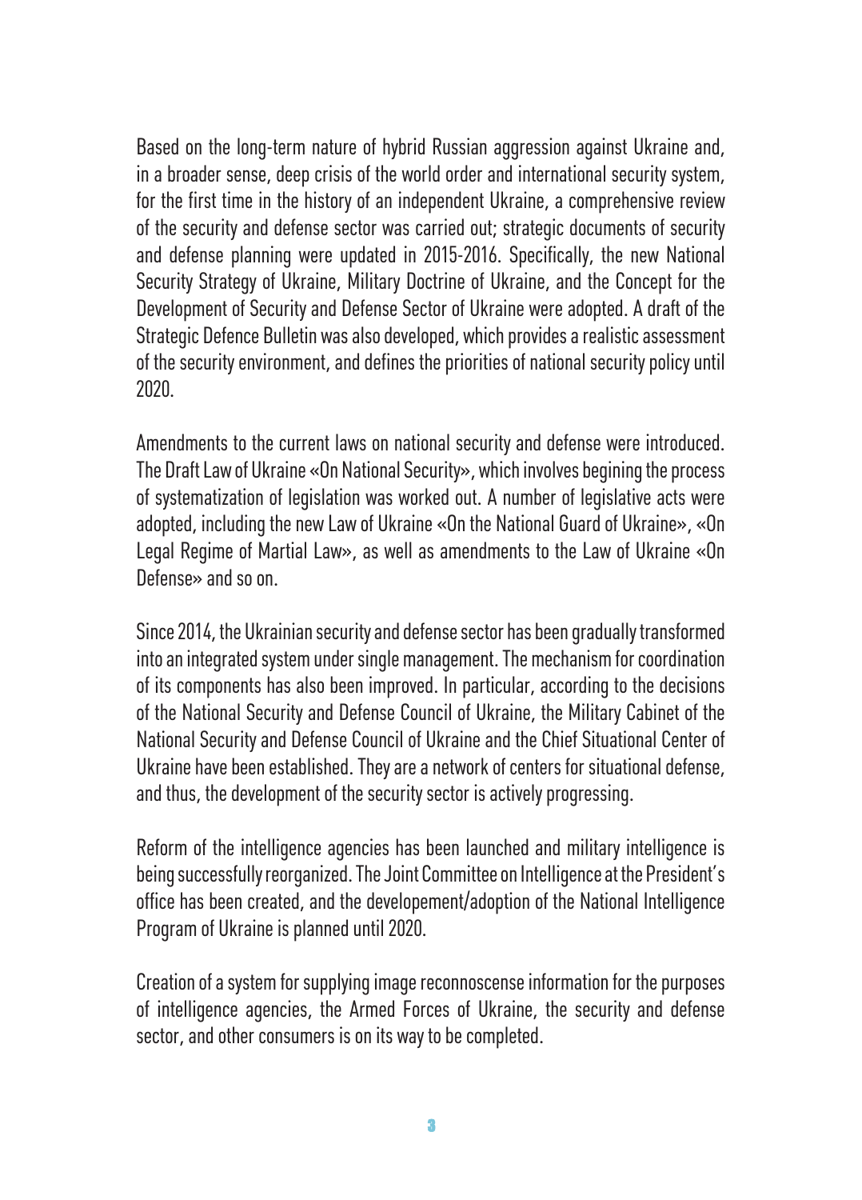Based on the long-term nature of hybrid Russian aggression against Ukraine and, in a broader sense, deep crisis of the world order and international security system, for the first time in the history of an independent Ukraine, a comprehensive review of the security and defense sector was carried out; strategic documents of security and defense planning were updated in 2015-2016. Specifically, the new National Security Strategy of Ukraine, Military Doctrine of Ukraine, and the Concept for the Development of Security and Defense Sector of Ukraine were adopted. A draft of the Strategic Defence Bulletin was also developed, which provides a realistic assessment of the security environment, and defines the priorities of national security policy until 2020.

Amendments to the current laws on national security and defense were introduced. The Draft Law of Ukraine «On National Security», which involves begining the process of systematization of legislation was worked out. A number of legislative acts were adopted, including the new Law of Ukraine «On the National Guard of Ukraine», «On Legal Regime of Martial Law», as well as amendments to the Law of Ukraine «On Defense» and so on.

Since 2014, the Ukrainian security and defense sector has been gradually transformed into an integrated system under single management. The mechanism for coordination of its components has also been improved. In particular, according to the decisions of the National Security and Defense Council of Ukraine, the Military Cabinet of the National Security and Defense Council of Ukraine and the Chief Situational Center of Ukraine have been established. They are a network of centers for situational defense, and thus, the development of the security sector is actively progressing.

Reform of the intelligence agencies has been launched and military intelligence is being successfully reorganized. The Joint Committee on Intelligence at the President's office has been created, and the developement/adoption of the National Intelligence Program of Ukraine is planned until 2020.

Creation of a system for supplying image reconnoscense information for the purposes of intelligence agencies, the Armed Forces of Ukraine, the security and defense sector, and other consumers is on its way to be completed.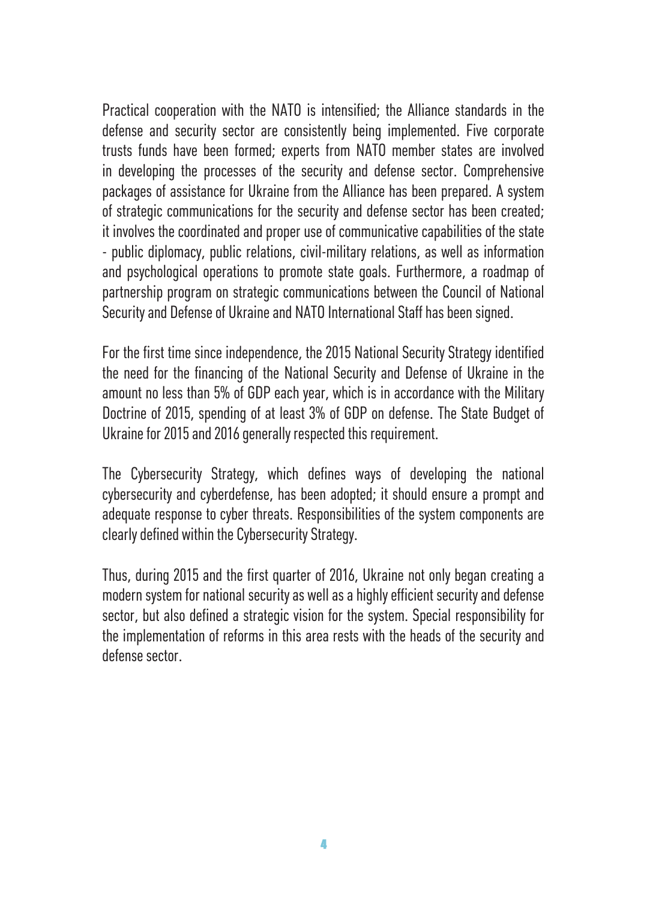Practical cooperation with the NATO is intensified; the Alliance standards in the defense and security sector are consistently being implemented. Five corporate trusts funds have been formed; experts from NATO member states are involved in developing the processes of the security and defense sector. Comprehensive packages of assistance for Ukraine from the Alliance has been prepared. A system of strategic communications for the security and defense sector has been created; it involves the coordinated and proper use of communicative capabilities of the state - public diplomacy, public relations, civil-military relations, as well as information and psychological operations to promote state goals. Furthermore, a roadmap of partnership program on strategic communications between the Council of National Security and Defense of Ukraine and NATO International Staff has been signed.

For the first time since independence, the 2015 National Security Strategy identified the need for the financing of the National Security and Defense of Ukraine in the amount no less than 5% of GDP each year, which is in accordance with the Military Doctrine of 2015, spending of at least 3% of GDP on defense. The State Budget of Ukraine for 2015 and 2016 generally respected this requirement.

The Cybersecurity Strategy, which defines ways of developing the national cybersecurity and cyberdefense, has been adopted; it should ensure a prompt and adequate response to cyber threats. Responsibilities of the system components are clearly defined within the Cybersecurity Strategy.

Thus, during 2015 and the first quarter of 2016, Ukraine not only began creating a modern system for national security as well as a highly efficient security and defense sector, but also defined a strategic vision for the system. Special responsibility for the implementation of reforms in this area rests with the heads of the security and defense sector.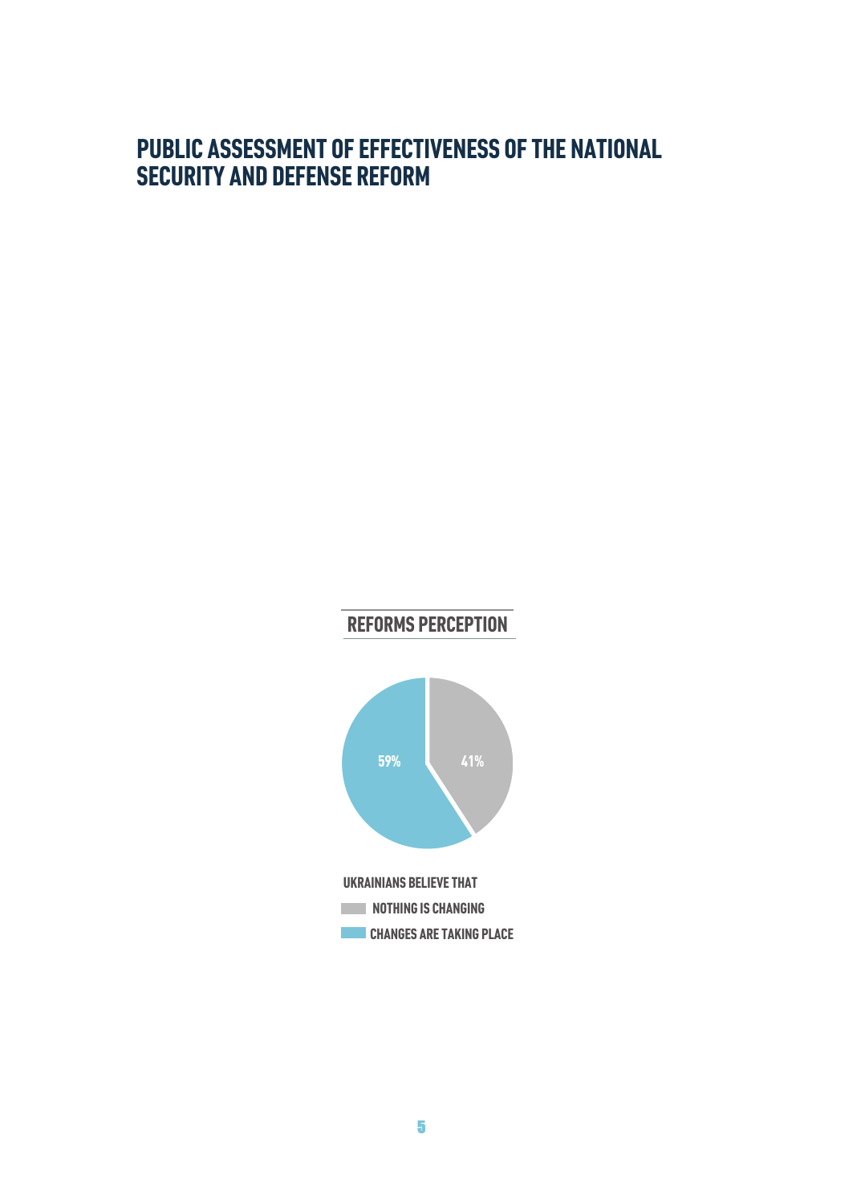# PUBLIC ASSESSMENT OF EFFECTIVENESS OF THE NATIONAL SECURITY AND DEFENSE REFORM

## REFORMS PERCEPTION

59%

41%

UKRAINIANS BELIEVE THAT

NOTHING IS CHANGING

CHANGES ARE TAKING PLACE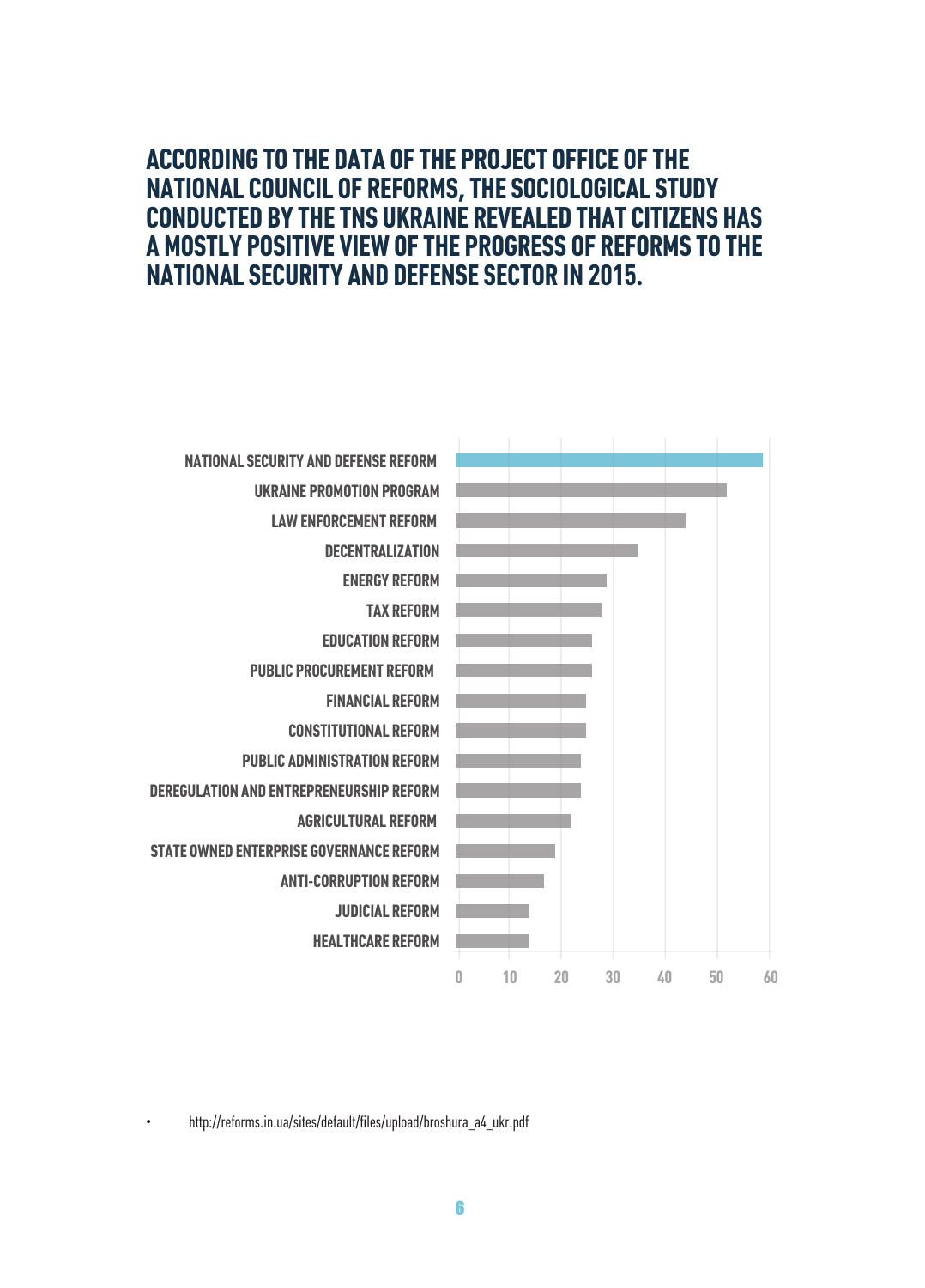# ACCORDING TO THE DATA OF THE PROJECT OFFICE OF THE NATIONAL COUNCIL OF REFORMS, THE SOCIOLOGICAL STUDY CONDUCTED BY THE TNS UKRAINE REVEALED THAT CITIZENS HAS A MOSTLY POSITIVE VIEW OF THE PROGRESS OF REFORMS TO THE NATIONAL SECURITY AND DEFENSE SECTOR IN 2015.

NATIONAL SECURITY AND DEFENSE REFORM
UKRAINE PROMOTION PROGRAM
LAW ENFORCEMENT REFORM
DECENTRALIZATION
ENERGY REFORM
TAX REFORM
EDUCATION REFORM
PUBLIC PROCUREMENT REFORM
FINANCIAL REFORM
CONSTITUTIONAL REFORM
PUBLIC ADMINISTRATION REFORM
DEREGULATION AND ENTREPRENEURSHIP REFORM
AGRICULTURAL REFORM
STATE OWNED ENTERPRISE GOVERNANCE REFORM
ANTI-CORRUPTION REFORM
JUDICIAL REFORM
HEALTHCARE REFORM

0 10 20 30 40 50 60

- http://reforms.in.ua/sites/default/files/upload/broshura_a4_ukr.pdf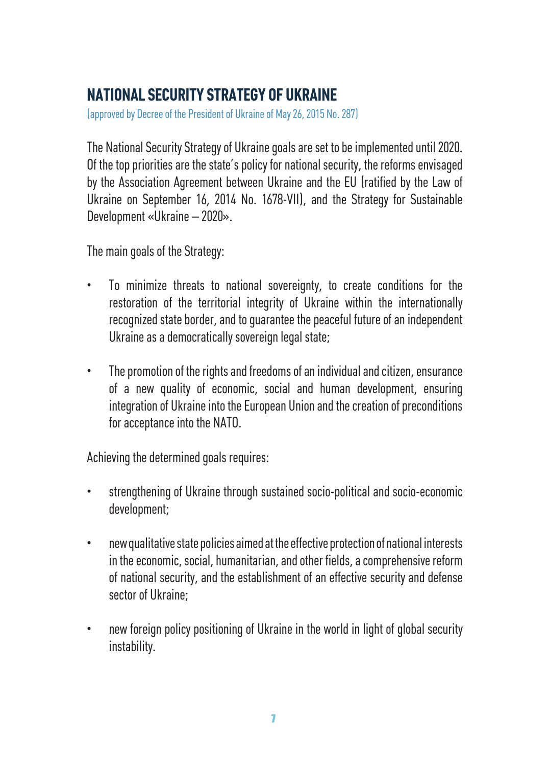# NATIONAL SECURITY STRATEGY OF UKRAINE

(approved by Decree of the President of Ukraine of May 26, 2015 No. 287)

The National Security Strategy of Ukraine goals are set to be implemented until 2020. Of the top priorities are the state's policy for national security, the reforms envisaged by the Association Agreement between Ukraine and the EU (ratified by the Law of Ukraine on September 16, 2014 No. 1678-VII), and the Strategy for Sustainable Development «Ukraine – 2020».

The main goals of the Strategy:

- To minimize threats to national sovereignty, to create conditions for the restoration of the territorial integrity of Ukraine within the internationally recognized state border, and to guarantee the peaceful future of an independent Ukraine as a democratically sovereign legal state;
- The promotion of the rights and freedoms of an individual and citizen, ensurance of a new quality of economic, social and human development, ensuring integration of Ukraine into the European Union and the creation of preconditions for acceptance into the NATO.

Achieving the determined goals requires:

- strengthening of Ukraine through sustained socio-political and socio-economic development;
- new qualitative state policies aimed at the effective protection of national interests in the economic, social, humanitarian, and other fields, a comprehensive reform of national security, and the establishment of an effective security and defense sector of Ukraine;
- new foreign policy positioning of Ukraine in the world in light of global security instability.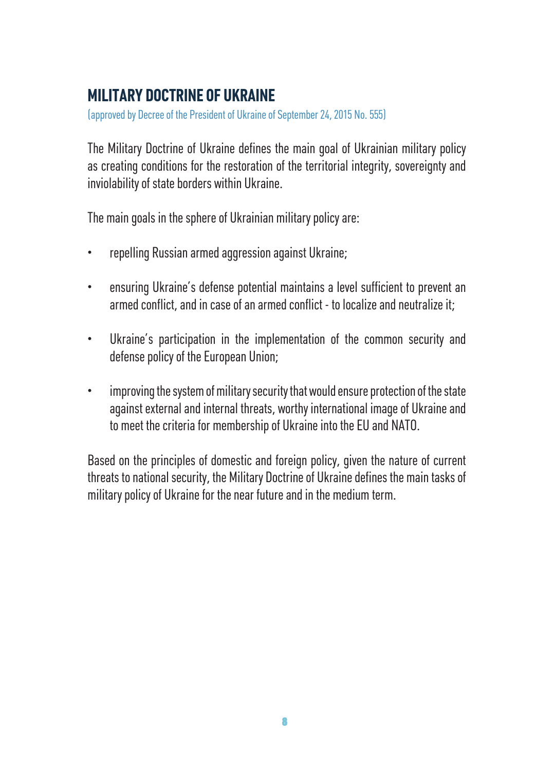## MILITARY DOCTRINE OF UKRAINE

(approved by Decree of the President of Ukraine of September 24, 2015 No. 555)

The Military Doctrine of Ukraine defines the main goal of Ukrainian military policy as creating conditions for the restoration of the territorial integrity, sovereignty and inviolability of state borders within Ukraine.

The main goals in the sphere of Ukrainian military policy are:

- repelling Russian armed aggression against Ukraine;
- ensuring Ukraine's defense potential maintains a level sufficient to prevent an armed conflict, and in case of an armed conflict - to localize and neutralize it;
- Ukraine's participation in the implementation of the common security and defense policy of the European Union;
- improving the system of military security that would ensure protection of the state against external and internal threats, worthy international image of Ukraine and to meet the criteria for membership of Ukraine into the EU and NATO.

Based on the principles of domestic and foreign policy, given the nature of current threats to national security, the Military Doctrine of Ukraine defines the main tasks of military policy of Ukraine for the near future and in the medium term.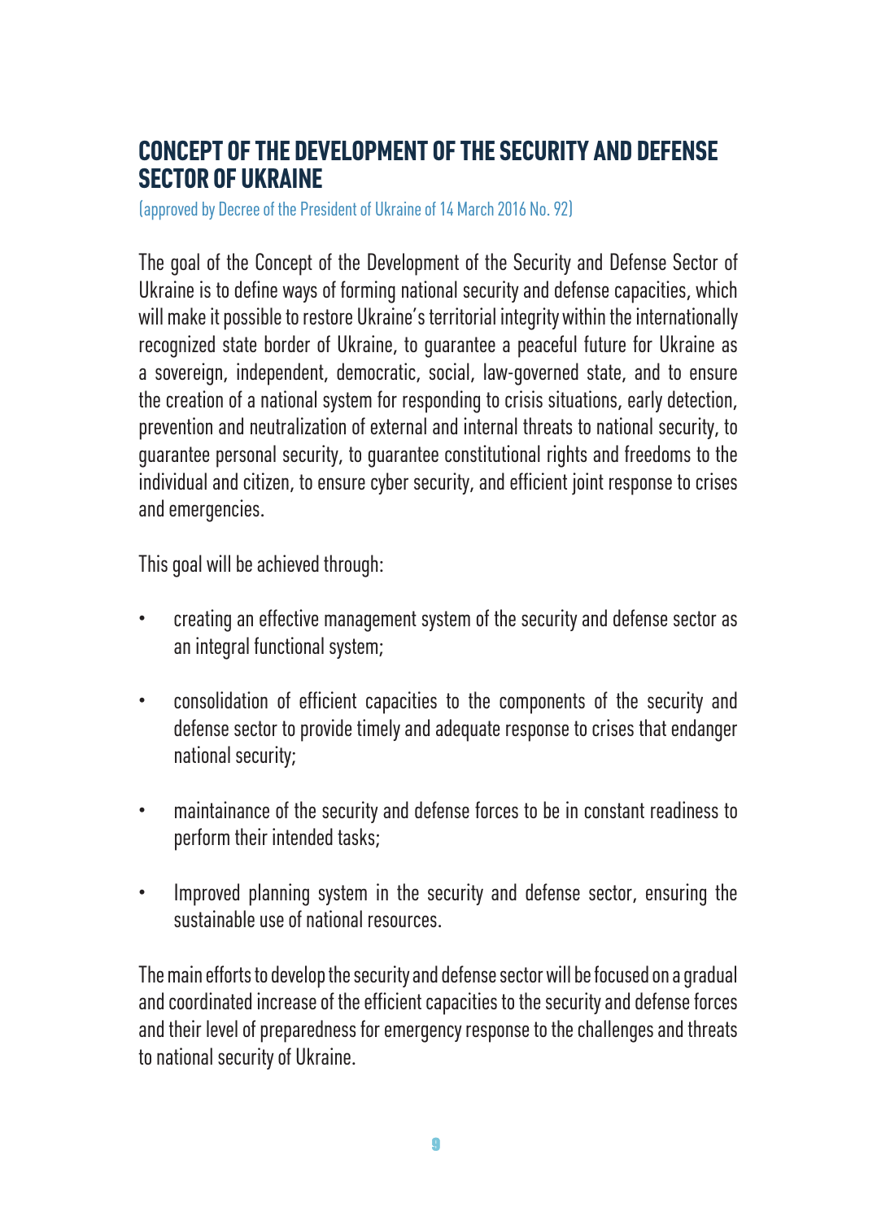## CONCEPT OF THE DEVELOPMENT OF THE SECURITY AND DEFENSE SECTOR OF UKRAINE

(approved by Decree of the President of Ukraine of 14 March 2016 No. 92)

The goal of the Concept of the Development of the Security and Defense Sector of Ukraine is to define ways of forming national security and defense capacities, which will make it possible to restore Ukraine's territorial integrity within the internationally recognized state border of Ukraine, to guarantee a peaceful future for Ukraine as a sovereign, independent, democratic, social, law-governed state, and to ensure the creation of a national system for responding to crisis situations, early detection, prevention and neutralization of external and internal threats to national security, to guarantee personal security, to guarantee constitutional rights and freedoms to the individual and citizen, to ensure cyber security, and efficient joint response to crises and emergencies.

This goal will be achieved through:

- creating an effective management system of the security and defense sector as an integral functional system;
- consolidation of efficient capacities to the components of the security and defense sector to provide timely and adequate response to crises that endanger national security;
- maintainance of the security and defense forces to be in constant readiness to perform their intended tasks;
- Improved planning system in the security and defense sector, ensuring the sustainable use of national resources.

The main efforts to develop the security and defense sector will be focused on a gradual and coordinated increase of the efficient capacities to the security and defense forces and their level of preparedness for emergency response to the challenges and threats to national security of Ukraine.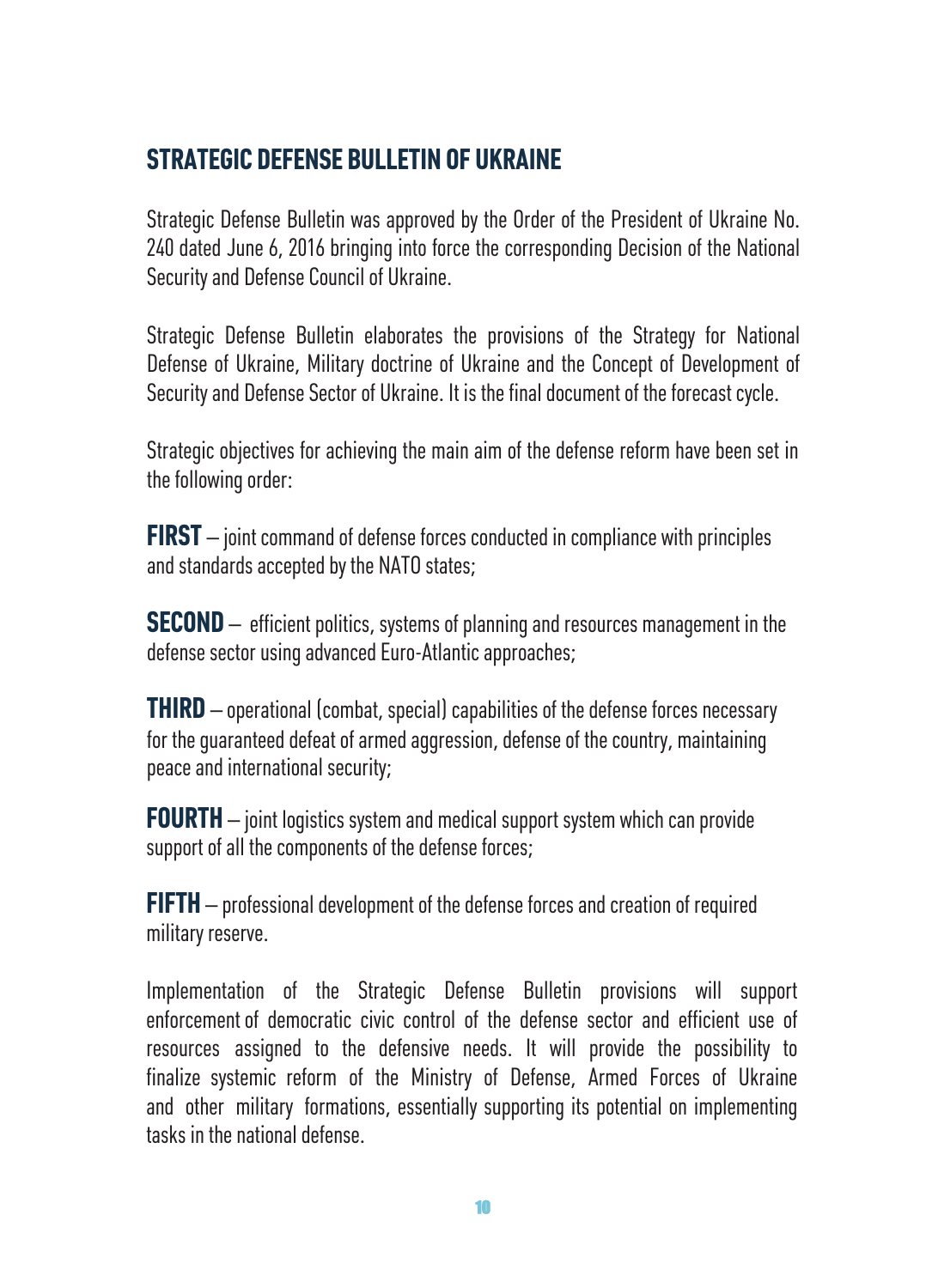## STRATEGIC DEFENSE BULLETIN OF UKRAINE

Strategic Defense Bulletin was approved by the Order of the President of Ukraine No. 240 dated June 6, 2016 bringing into force the corresponding Decision of the National Security and Defense Council of Ukraine.

Strategic Defense Bulletin elaborates the provisions of the Strategy for National Defense of Ukraine, Military doctrine of Ukraine and the Concept of Development of Security and Defense Sector of Ukraine. It is the final document of the forecast cycle.

Strategic objectives for achieving the main aim of the defense reform have been set in the following order:

**FIRST** – joint command of defense forces conducted in compliance with principles and standards accepted by the NATO states;

**SECOND** – efficient politics, systems of planning and resources management in the defense sector using advanced Euro-Atlantic approaches;

**THIRD** – operational (combat, special) capabilities of the defense forces necessary for the guaranteed defeat of armed aggression, defense of the country, maintaining peace and international security;

**FOURTH** – joint logistics system and medical support system which can provide support of all the components of the defense forces;

**FIFTH** – professional development of the defense forces and creation of required military reserve.

Implementation of the Strategic Defense Bulletin provisions will support enforcement of democratic civic control of the defense sector and efficient use of resources assigned to the defensive needs. It will provide the possibility to finalize systemic reform of the Ministry of Defense, Armed Forces of Ukraine and other military formations, essentially supporting its potential on implementing tasks in the national defense.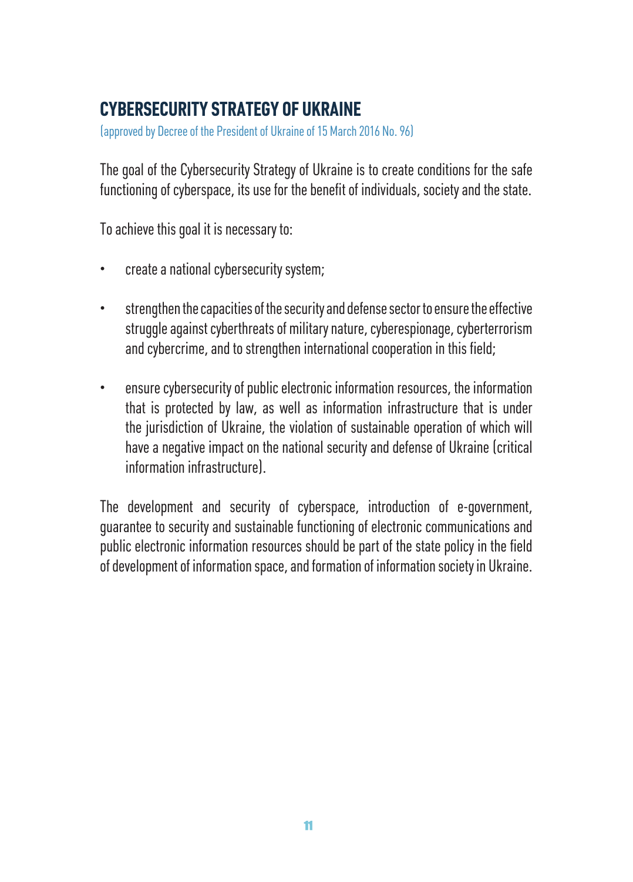## CYBERSECURITY STRATEGY OF UKRAINE

(approved by Decree of the President of Ukraine of 15 March 2016 No. 96)

The goal of the Cybersecurity Strategy of Ukraine is to create conditions for the safe functioning of cyberspace, its use for the benefit of individuals, society and the state.

To achieve this goal it is necessary to:

- create a national cybersecurity system;
- strengthen the capacities of the security and defense sector to ensure the effective struggle against cyberthreats of military nature, cyberespionage, cyberterrorism and cybercrime, and to strengthen international cooperation in this field;
- ensure cybersecurity of public electronic information resources, the information that is protected by law, as well as information infrastructure that is under the jurisdiction of Ukraine, the violation of sustainable operation of which will have a negative impact on the national security and defense of Ukraine (critical information infrastructure).

The development and security of cyberspace, introduction of e-government, guarantee to security and sustainable functioning of electronic communications and public electronic information resources should be part of the state policy in the field of development of information space, and formation of information society in Ukraine.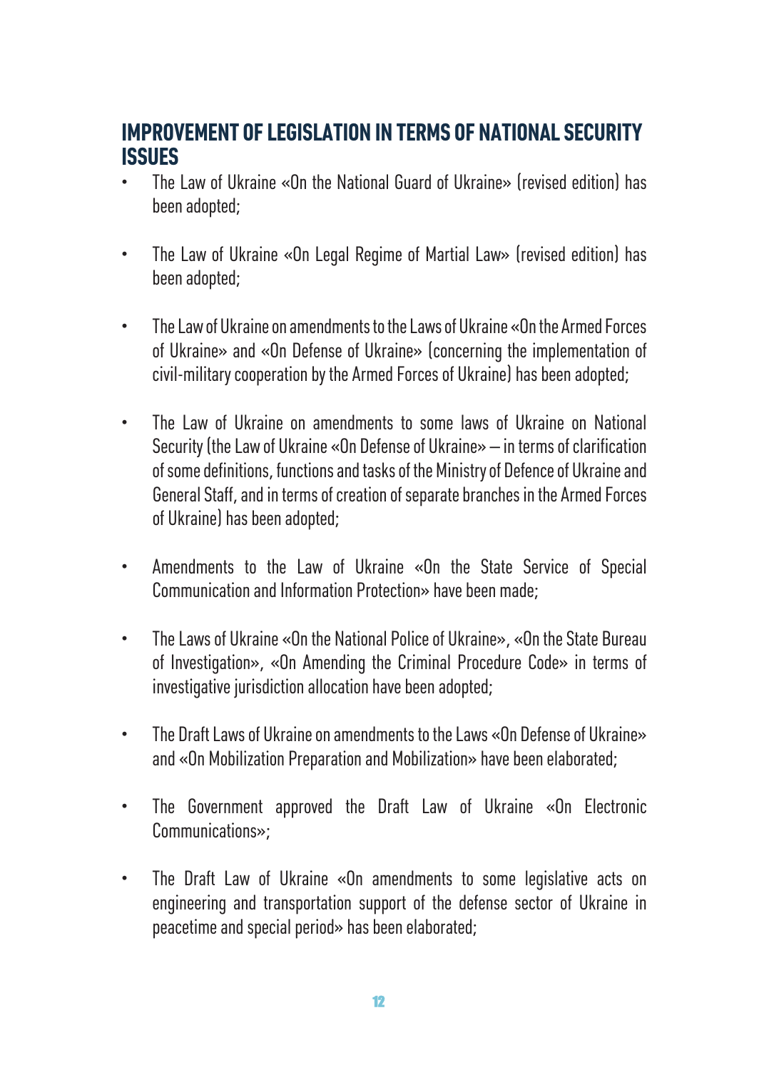## IMPROVEMENT OF LEGISLATION IN TERMS OF NATIONAL SECURITY ISSUES

- The Law of Ukraine «On the National Guard of Ukraine» (revised edition) has been adopted;
- The Law of Ukraine «On Legal Regime of Martial Law» (revised edition) has been adopted;
- The Law of Ukraine on amendments to the Laws of Ukraine «On the Armed Forces of Ukraine» and «On Defense of Ukraine» (concerning the implementation of civil-military cooperation by the Armed Forces of Ukraine) has been adopted;
- The Law of Ukraine on amendments to some laws of Ukraine on National Security (the Law of Ukraine «On Defense of Ukraine» – in terms of clarification of some definitions, functions and tasks of the Ministry of Defence of Ukraine and General Staff, and in terms of creation of separate branches in the Armed Forces of Ukraine) has been adopted;
- Amendments to the Law of Ukraine «On the State Service of Special Communication and Information Protection» have been made;
- The Laws of Ukraine «On the National Police of Ukraine», «On the State Bureau of Investigation», «On Amending the Criminal Procedure Code» in terms of investigative jurisdiction allocation have been adopted;
- The Draft Laws of Ukraine on amendments to the Laws «On Defense of Ukraine» and «On Mobilization Preparation and Mobilization» have been elaborated;
- The Government approved the Draft Law of Ukraine «On Electronic Communications»;
- The Draft Law of Ukraine «On amendments to some legislative acts on engineering and transportation support of the defense sector of Ukraine in peacetime and special period» has been elaborated;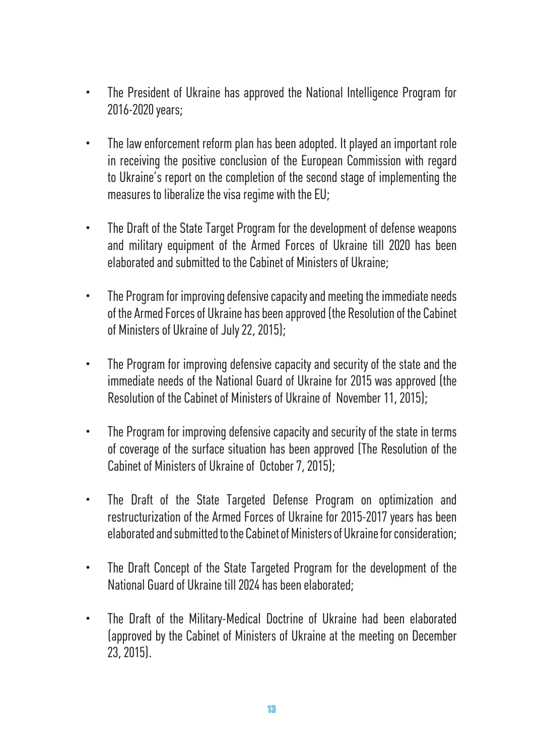- The President of Ukraine has approved the National Intelligence Program for 2016-2020 years;
- The law enforcement reform plan has been adopted. It played an important role in receiving the positive conclusion of the European Commission with regard to Ukraine's report on the completion of the second stage of implementing the measures to liberalize the visa regime with the EU;
- The Draft of the State Target Program for the development of defense weapons and military equipment of the Armed Forces of Ukraine till 2020 has been elaborated and submitted to the Cabinet of Ministers of Ukraine;
- The Program for improving defensive capacity and meeting the immediate needs of the Armed Forces of Ukraine has been approved (the Resolution of the Cabinet of Ministers of Ukraine of July 22, 2015);
- The Program for improving defensive capacity and security of the state and the immediate needs of the National Guard of Ukraine for 2015 was approved (the Resolution of the Cabinet of Ministers of Ukraine of November 11, 2015);
- The Program for improving defensive capacity and security of the state in terms of coverage of the surface situation has been approved (The Resolution of the Cabinet of Ministers of Ukraine of October 7, 2015);
- The Draft of the State Targeted Defense Program on optimization and restructurization of the Armed Forces of Ukraine for 2015-2017 years has been elaborated and submitted to the Cabinet of Ministers of Ukraine for consideration;
- The Draft Concept of the State Targeted Program for the development of the National Guard of Ukraine till 2024 has been elaborated;
- The Draft of the Military-Medical Doctrine of Ukraine had been elaborated (approved by the Cabinet of Ministers of Ukraine at the meeting on December 23, 2015).